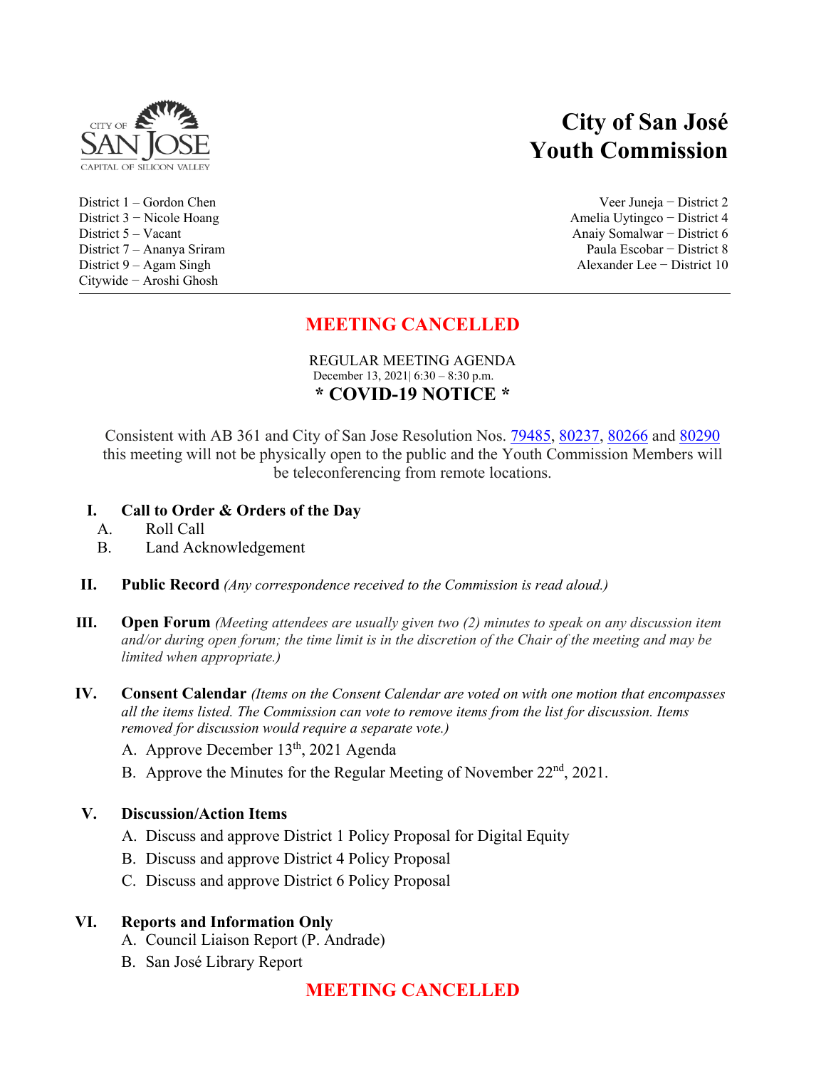# City of San José Youth Commission

District 1 – Gordon Chen
District 3 – Nicole Hoang
District 5 – Vacant
District 7 – Ananya Sriram
District 9 – Agam Singh
Citywide – Aroshi Ghosh

Veer Juneja – District 2
Amelia Uytingco – District 4
Anaiy Somalwar – District 6
Paula Escobar – District 8
Alexander Lee – District 10

---

## MEETING CANCELLED

REGULAR MEETING AGENDA
December 13, 2021| 6:30 – 8:30 p.m.

### * COVID-19 NOTICE *

Consistent with AB 361 and City of San Jose Resolution Nos. 79485, 80237, 80266 and 80290 this meeting will not be physically open to the public and the Youth Commission Members will be teleconferencing from remote locations.

**I. Call to Order & Orders of the Day**
- A. Roll Call
- B. Land Acknowledgement

**II. Public Record** *(Any correspondence received to the Commission is read aloud.)*

**III. Open Forum** *(Meeting attendees are usually given two (2) minutes to speak on any discussion item and/or during open forum; the time limit is in the discretion of the Chair of the meeting and may be limited when appropriate.)*

**IV. Consent Calendar** *(Items on the Consent Calendar are voted on with one motion that encompasses all the items listed. The Commission can vote to remove items from the list for discussion. Items removed for discussion would require a separate vote.)*
- A. Approve December 13th, 2021 Agenda
- B. Approve the Minutes for the Regular Meeting of November 22nd, 2021.

**V. Discussion/Action Items**
- A. Discuss and approve District 1 Policy Proposal for Digital Equity
- B. Discuss and approve District 4 Policy Proposal
- C. Discuss and approve District 6 Policy Proposal

**VI. Reports and Information Only**
- A. Council Liaison Report (P. Andrade)
- B. San José Library Report

## MEETING CANCELLED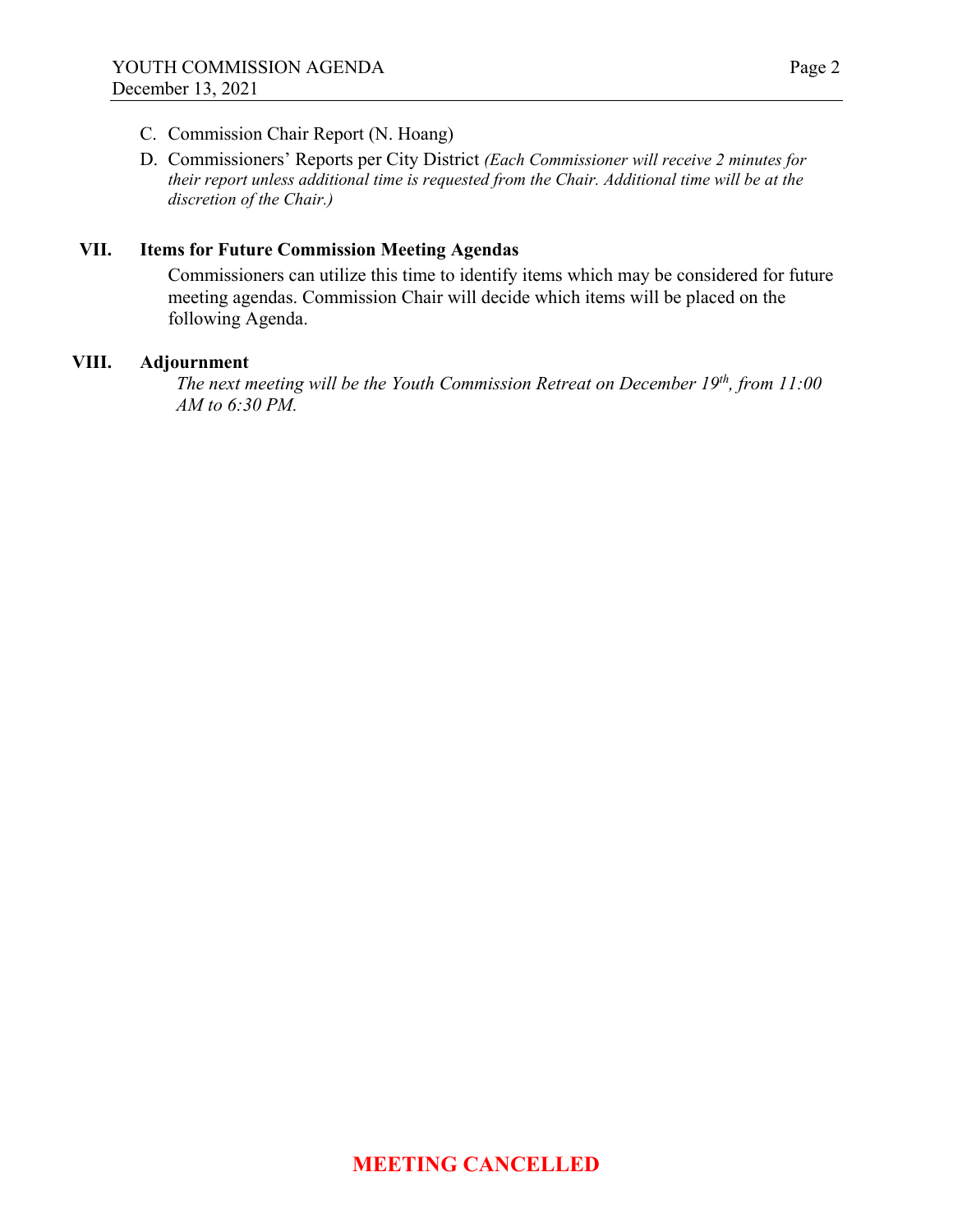C. Commission Chair Report (N. Hoang)

D. Commissioners' Reports per City District *(Each Commissioner will receive 2 minutes for their report unless additional time is requested from the Chair. Additional time will be at the discretion of the Chair.)*

## VII. Items for Future Commission Meeting Agendas

Commissioners can utilize this time to identify items which may be considered for future meeting agendas. Commission Chair will decide which items will be placed on the following Agenda.

## VIII. Adjournment

*The next meeting will be the Youth Commission Retreat on December 19th, from 11:00 AM to 6:30 PM.*

**MEETING CANCELLED**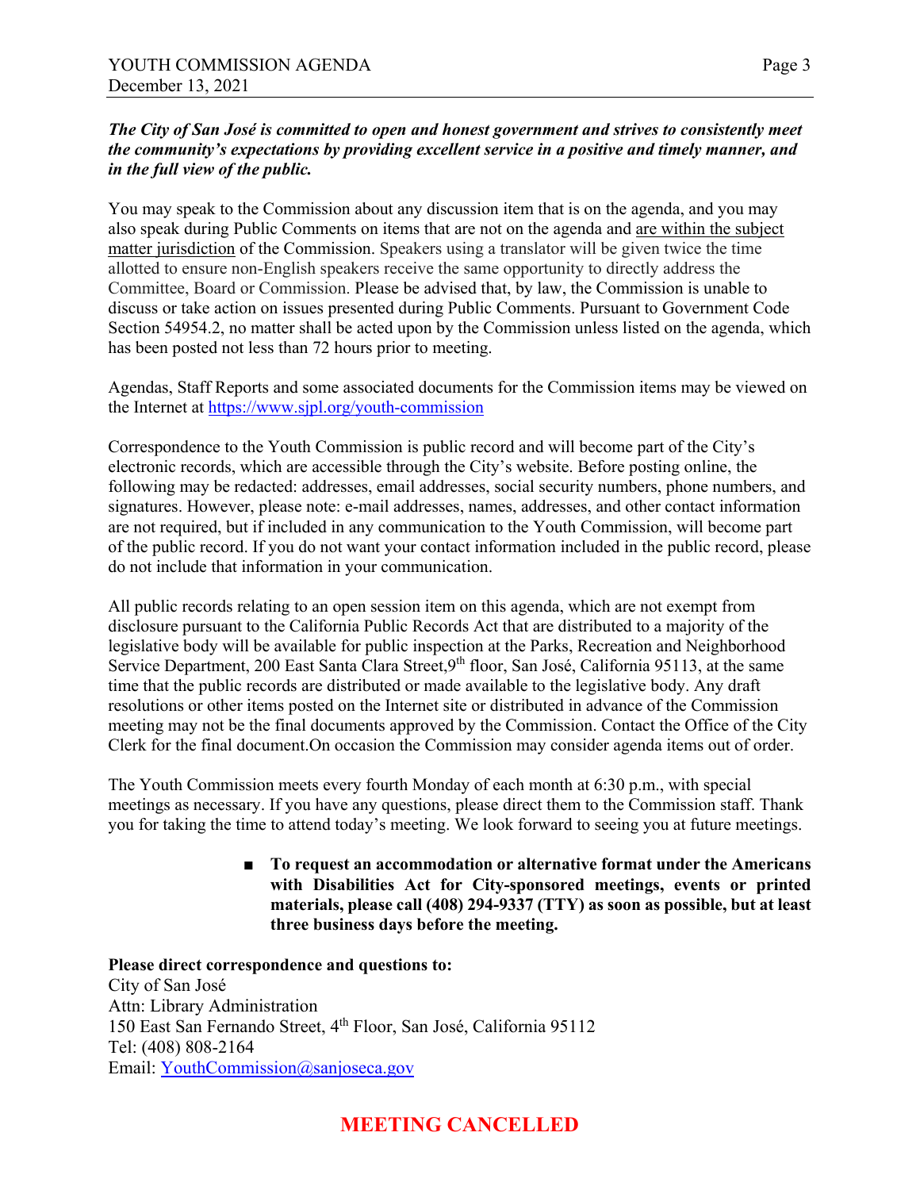***The City of San José is committed to open and honest government and strives to consistently meet the community's expectations by providing excellent service in a positive and timely manner, and in the full view of the public.***

You may speak to the Commission about any discussion item that is on the agenda, and you may also speak during Public Comments on items that are not on the agenda and are within the subject matter jurisdiction of the Commission. Speakers using a translator will be given twice the time allotted to ensure non-English speakers receive the same opportunity to directly address the Committee, Board or Commission. Please be advised that, by law, the Commission is unable to discuss or take action on issues presented during Public Comments. Pursuant to Government Code Section 54954.2, no matter shall be acted upon by the Commission unless listed on the agenda, which has been posted not less than 72 hours prior to meeting.

Agendas, Staff Reports and some associated documents for the Commission items may be viewed on the Internet at https://www.sjpl.org/youth-commission

Correspondence to the Youth Commission is public record and will become part of the City's electronic records, which are accessible through the City's website. Before posting online, the following may be redacted: addresses, email addresses, social security numbers, phone numbers, and signatures. However, please note: e-mail addresses, names, addresses, and other contact information are not required, but if included in any communication to the Youth Commission, will become part of the public record. If you do not want your contact information included in the public record, please do not include that information in your communication.

All public records relating to an open session item on this agenda, which are not exempt from disclosure pursuant to the California Public Records Act that are distributed to a majority of the legislative body will be available for public inspection at the Parks, Recreation and Neighborhood Service Department, 200 East Santa Clara Street, 9th floor, San José, California 95113, at the same time that the public records are distributed or made available to the legislative body. Any draft resolutions or other items posted on the Internet site or distributed in advance of the Commission meeting may not be the final documents approved by the Commission. Contact the Office of the City Clerk for the final document.On occasion the Commission may consider agenda items out of order.

The Youth Commission meets every fourth Monday of each month at 6:30 p.m., with special meetings as necessary. If you have any questions, please direct them to the Commission staff. Thank you for taking the time to attend today's meeting. We look forward to seeing you at future meetings.

- **To request an accommodation or alternative format under the Americans with Disabilities Act for City-sponsored meetings, events or printed materials, please call (408) 294-9337 (TTY) as soon as possible, but at least three business days before the meeting.**

**Please direct correspondence and questions to:**
City of San José
Attn: Library Administration
150 East San Fernando Street, 4th Floor, San José, California 95112
Tel: (408) 808-2164
Email: YouthCommission@sanjoseca.gov

**MEETING CANCELLED**